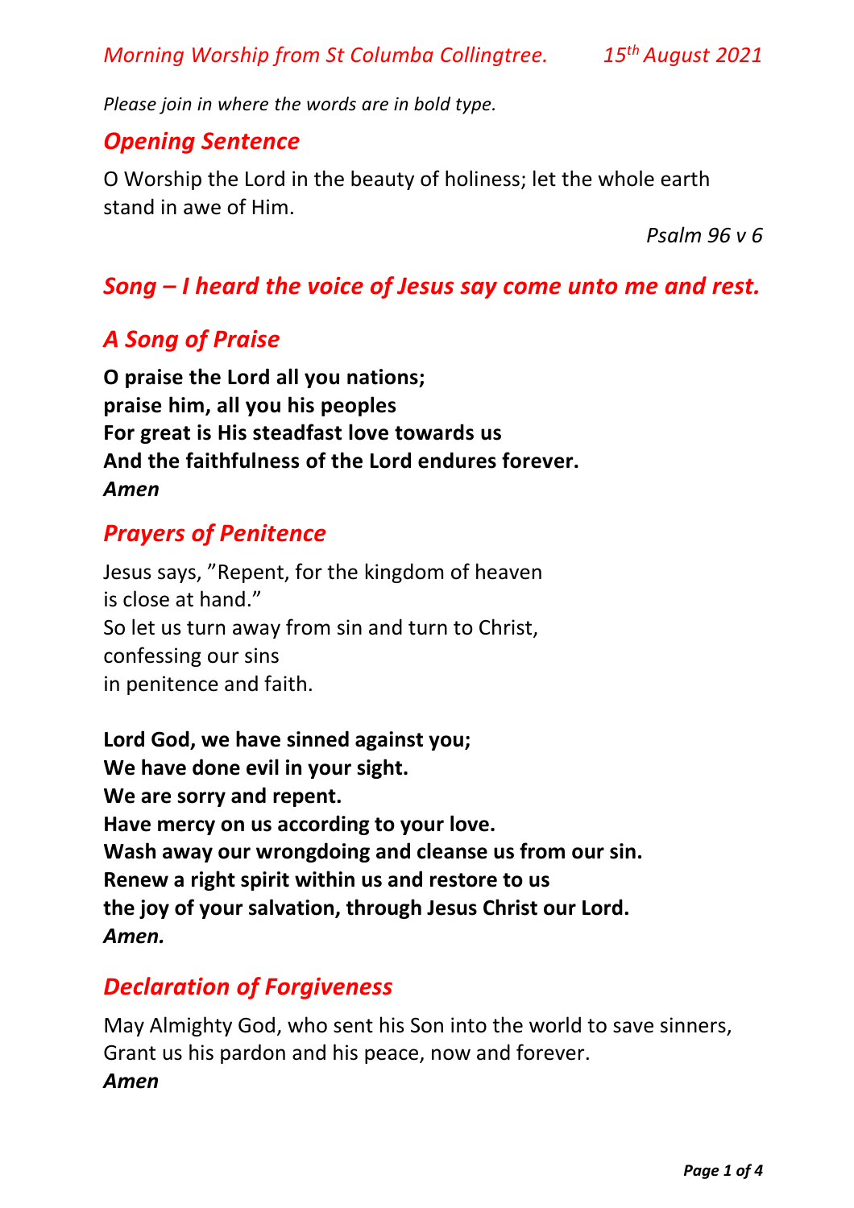*Morning Worship from St Columba Collingtree.* *15th August 2021*

*Please join in where the words are in bold type.*

## *Opening Sentence*

O Worship the Lord in the beauty of holiness; let the whole earth stand in awe of Him.

*Psalm 96 v 6*

## *Song – I heard the voice of Jesus say come unto me and rest.*

## *A Song of Praise*

**O praise the Lord all you nations;**
**praise him, all you his peoples**
**For great is His steadfast love towards us**
**And the faithfulness of the Lord endures forever.**
***Amen***

## *Prayers of Penitence*

Jesus says, "Repent, for the kingdom of heaven
is close at hand."
So let us turn away from sin and turn to Christ,
confessing our sins
in penitence and faith.

**Lord God, we have sinned against you;**
**We have done evil in your sight.**
**We are sorry and repent.**
**Have mercy on us according to your love.**
**Wash away our wrongdoing and cleanse us from our sin.**
**Renew a right spirit within us and restore to us**
**the joy of your salvation, through Jesus Christ our Lord.**
***Amen.***

## *Declaration of Forgiveness*

May Almighty God, who sent his Son into the world to save sinners,
Grant us his pardon and his peace, now and forever.
***Amen***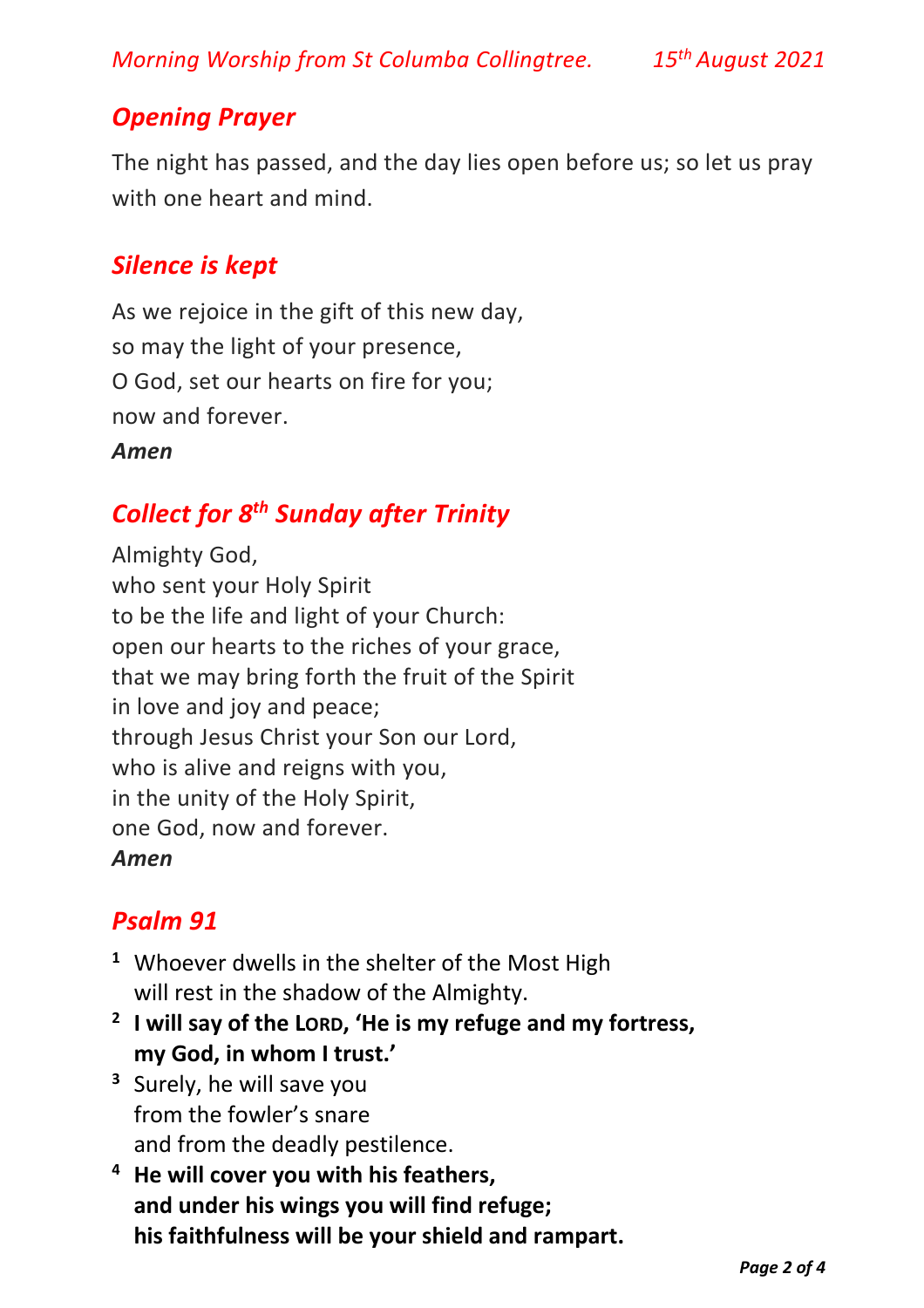## *Opening Prayer*

The night has passed, and the day lies open before us; so let us pray with one heart and mind.

## *Silence is kept*

As we rejoice in the gift of this new day,
so may the light of your presence,
O God, set our hearts on fire for you;
now and forever.
***Amen***

## *Collect for 8th Sunday after Trinity*

Almighty God,
who sent your Holy Spirit
to be the life and light of your Church:
open our hearts to the riches of your grace,
that we may bring forth the fruit of the Spirit
in love and joy and peace;
through Jesus Christ your Son our Lord,
who is alive and reigns with you,
in the unity of the Holy Spirit,
one God, now and forever.
***Amen***

## *Psalm 91*

1 Whoever dwells in the shelter of the Most High
will rest in the shadow of the Almighty.

**2 I will say of the LORD, 'He is my refuge and my fortress,
my God, in whom I trust.'**

3 Surely, he will save you
from the fowler's snare
and from the deadly pestilence.

**4 He will cover you with his feathers,
and under his wings you will find refuge;
his faithfulness will be your shield and rampart.**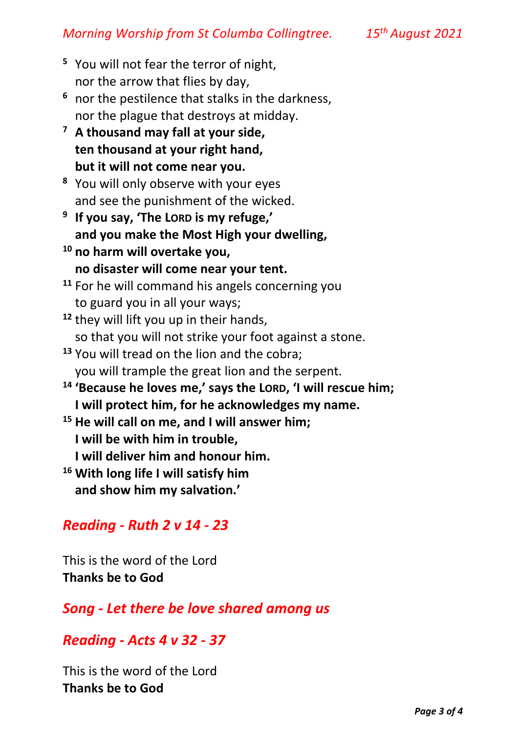[5] You will not fear the terror of night,
nor the arrow that flies by day,

[6] nor the pestilence that stalks in the darkness,
nor the plague that destroys at midday.

**[7] A thousand may fall at your side,**
**ten thousand at your right hand,**
**but it will not come near you.**

[8] You will only observe with your eyes
and see the punishment of the wicked.

**[9] If you say, 'The LORD is my refuge,'**
**and you make the Most High your dwelling,**

**[10] no harm will overtake you,**
**no disaster will come near your tent.**

[11] For he will command his angels concerning you
to guard you in all your ways;

[12] they will lift you up in their hands,
so that you will not strike your foot against a stone.

[13] You will tread on the lion and the cobra;
you will trample the great lion and the serpent.

**[14] 'Because he loves me,' says the LORD, 'I will rescue him;**
**I will protect him, for he acknowledges my name.**

**[15] He will call on me, and I will answer him;**
**I will be with him in trouble,**
**I will deliver him and honour him.**

**[16] With long life I will satisfy him**
**and show him my salvation.'**

## *Reading - Ruth 2 v 14 - 23*

This is the word of the Lord
**Thanks be to God**

## *Song - Let there be love shared among us*

## *Reading - Acts 4 v 32 - 37*

This is the word of the Lord
**Thanks be to God**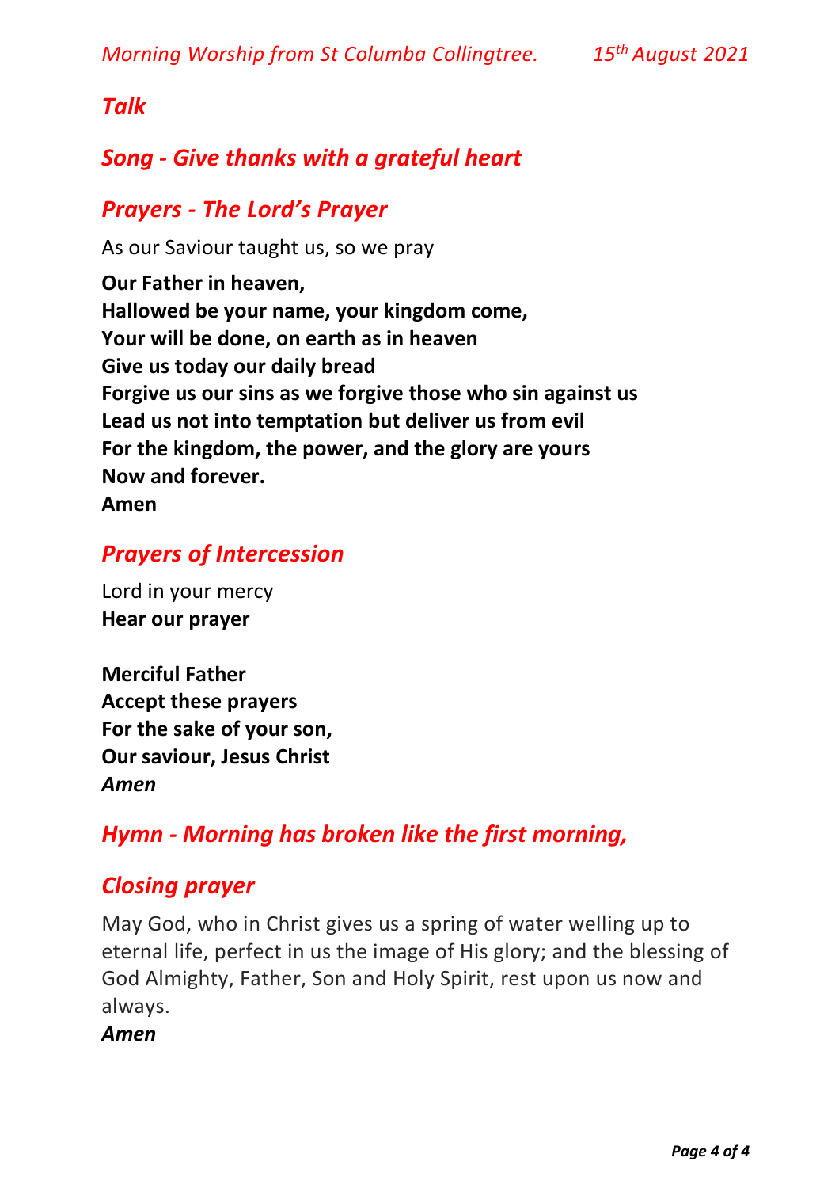## *Talk*

## *Song - Give thanks with a grateful heart*

## *Prayers - The Lord's Prayer*

As our Saviour taught us, so we pray

**Our Father in heaven,**
**Hallowed be your name, your kingdom come,**
**Your will be done, on earth as in heaven**
**Give us today our daily bread**
**Forgive us our sins as we forgive those who sin against us**
**Lead us not into temptation but deliver us from evil**
**For the kingdom, the power, and the glory are yours**
**Now and forever.**
**Amen**

## *Prayers of Intercession*

Lord in your mercy
**Hear our prayer**

**Merciful Father**
**Accept these prayers**
**For the sake of your son,**
**Our saviour, Jesus Christ**
***Amen***

## *Hymn - Morning has broken like the first morning,*

## *Closing prayer*

May God, who in Christ gives us a spring of water welling up to eternal life, perfect in us the image of His glory; and the blessing of God Almighty, Father, Son and Holy Spirit, rest upon us now and always.
***Amen***